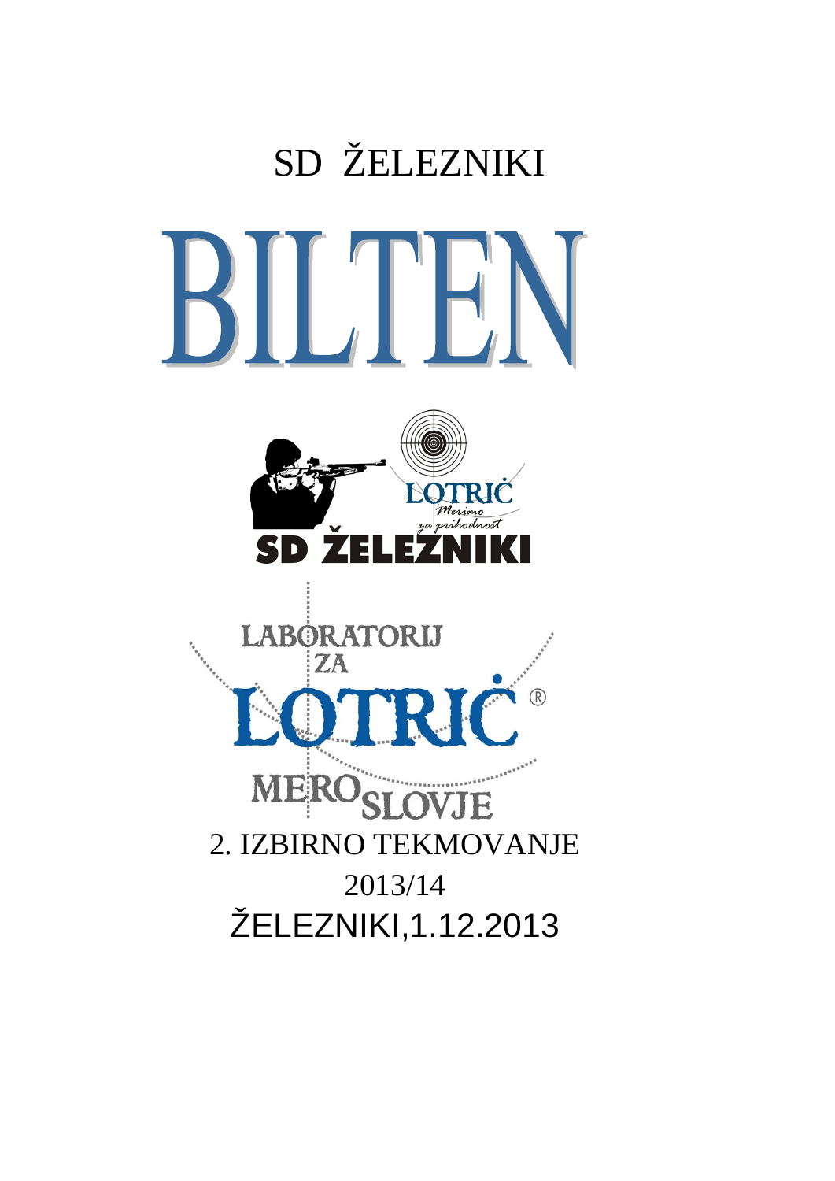SD ŽELEZNIKI

# BILTEN

2. IZBIRNO TEKMOVANJE

2013/14

ŽELEZNIKI,1.12.2013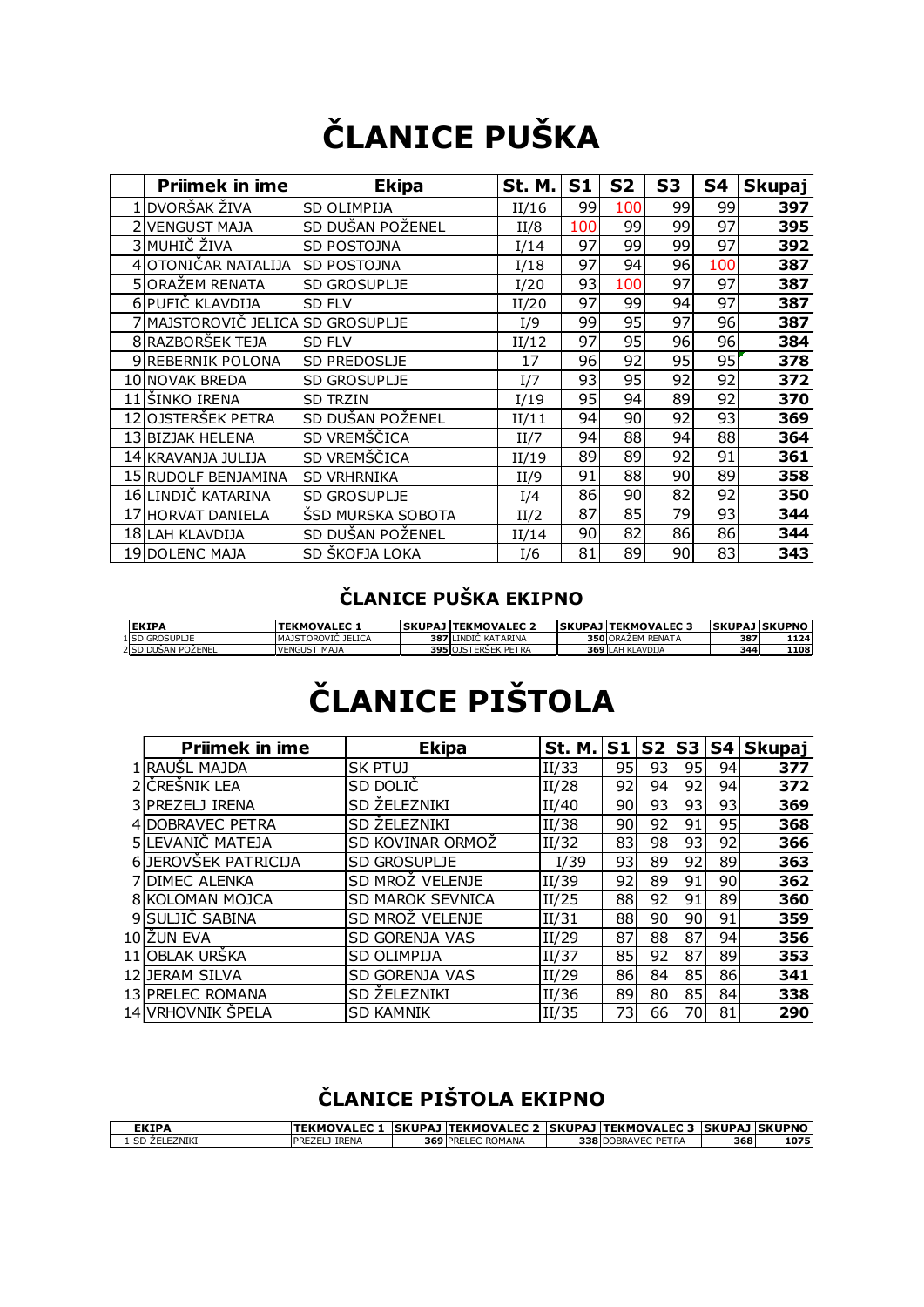# ČLANICE PUŠKA

| | Priimek in ime | Ekipa | St. M. | S1 | S2 | S3 | S4 | Skupaj |
|---|---|---|---|---|---|---|---|---|
| 1 | DVORŠAK ŽIVA | SD OLIMPIJA | II/16 | 99 | 100 | 99 | 99 | **397** |
| 2 | VENGUST MAJA | SD DUŠAN POŽENEL | II/8 | 100 | 99 | 99 | 97 | **395** |
| 3 | MUHIČ ŽIVA | SD POSTOJNA | I/14 | 97 | 99 | 99 | 97 | **392** |
| 4 | OTONIČAR NATALIJA | SD POSTOJNA | I/18 | 97 | 94 | 96 | 100 | **387** |
| 5 | ORAŽEM RENATA | SD GROSUPLJE | I/20 | 93 | 100 | 97 | 97 | **387** |
| 6 | PUFIČ KLAVDIJA | SD FLV | II/20 | 97 | 99 | 94 | 97 | **387** |
| 7 | MAJSTOROVIČ JELICA | SD GROSUPLJE | I/9 | 99 | 95 | 97 | 96 | **387** |
| 8 | RAZBORŠEK TEJA | SD FLV | II/12 | 97 | 95 | 96 | 96 | **384** |
| 9 | REBERNIK POLONA | SD PREDOSLJE | 17 | 96 | 92 | 95 | 95 | **378** |
| 10 | NOVAK BREDA | SD GROSUPLJE | I/7 | 93 | 95 | 92 | 92 | **372** |
| 11 | ŠINKO IRENA | SD TRZIN | I/19 | 95 | 94 | 89 | 92 | **370** |
| 12 | OJSTERŠEK PETRA | SD DUŠAN POŽENEL | II/11 | 94 | 90 | 92 | 93 | **369** |
| 13 | BIZJAK HELENA | SD VREMŠČICA | II/7 | 94 | 88 | 94 | 88 | **364** |
| 14 | KRAVANJA JULIJA | SD VREMŠČICA | II/19 | 89 | 89 | 92 | 91 | **361** |
| 15 | RUDOLF BENJAMINA | SD VRHRNIKA | II/9 | 91 | 88 | 90 | 89 | **358** |
| 16 | LINDIČ KATARINA | SD GROSUPLJE | I/4 | 86 | 90 | 82 | 92 | **350** |
| 17 | HORVAT DANIELA | ŠSD MURSKA SOBOTA | II/2 | 87 | 85 | 79 | 93 | **344** |
| 18 | LAH KLAVDIJA | SD DUŠAN POŽENEL | II/14 | 90 | 82 | 86 | 86 | **344** |
| 19 | DOLENC MAJA | SD ŠKOFJA LOKA | I/6 | 81 | 89 | 90 | 83 | **343** |

## ČLANICE PUŠKA EKIPNO

| | EKIPA | TEKMOVALEC 1 | SKUPAJ | TEKMOVALEC 2 | SKUPAJ | TEKMOVALEC 3 | SKUPAJ | SKUPNO |
|---|---|---|---|---|---|---|---|---|
| 1 | SD GROSUPLJE | MAJSTOROVIČ JELICA | 387 | LINDIČ KATARINA | 350 | ORAŽEM RENATA | 387 | 1124 |
| 2 | SD DUŠAN POŽENEL | VENGUST MAJA | 395 | OJSTERŠEK PETRA | 369 | LAH KLAVDIJA | 344 | 1108 |

# ČLANICE PIŠTOLA

| | Priimek in ime | Ekipa | St. M. | S1 | S2 | S3 | S4 | Skupaj |
|---|---|---|---|---|---|---|---|---|
| 1 | RAUŠL MAJDA | SK PTUJ | II/33 | 95 | 93 | 95 | 94 | **377** |
| 2 | ČREŠNIK LEA | SD DOLIČ | II/28 | 92 | 94 | 92 | 94 | **372** |
| 3 | PREZELJ IRENA | SD ŽELEZNIKI | II/40 | 90 | 93 | 93 | 93 | **369** |
| 4 | DOBRAVEC PETRA | SD ŽELEZNIKI | II/38 | 90 | 92 | 91 | 95 | **368** |
| 5 | LEVANIČ MATEJA | SD KOVINAR ORMOŽ | II/32 | 83 | 98 | 93 | 92 | **366** |
| 6 | JEROVŠEK PATRICIJA | SD GROSUPLJE | I/39 | 93 | 89 | 92 | 89 | **363** |
| 7 | DIMEC ALENKA | SD MROŽ VELENJE | II/39 | 92 | 89 | 91 | 90 | **362** |
| 8 | KOLOMAN MOJCA | SD MAROK SEVNICA | II/25 | 88 | 92 | 91 | 89 | **360** |
| 9 | SULJIČ SABINA | SD MROŽ VELENJE | II/31 | 88 | 90 | 90 | 91 | **359** |
| 10 | ŽUN EVA | SD GORENJA VAS | II/29 | 87 | 88 | 87 | 94 | **356** |
| 11 | OBLAK URŠKA | SD OLIMPIJA | II/37 | 85 | 92 | 87 | 89 | **353** |
| 12 | JERAM SILVA | SD GORENJA VAS | II/29 | 86 | 84 | 85 | 86 | **341** |
| 13 | PRELEC ROMANA | SD ŽELEZNIKI | II/36 | 89 | 80 | 85 | 84 | **338** |
| 14 | VRHOVNIK ŠPELA | SD KAMNIK | II/35 | 73 | 66 | 70 | 81 | **290** |

## ČLANICE PIŠTOLA EKIPNO

| | EKIPA | TEKMOVALEC 1 | SKUPAJ | TEKMOVALEC 2 | SKUPAJ | TEKMOVALEC 3 | SKUPAJ | SKUPNO |
|---|---|---|---|---|---|---|---|---|
| 1 | SD ŽELEZNIKI | PREZELJ IRENA | 369 | PRELEC ROMANA | 338 | DOBRAVEC PETRA | 368 | 1075 |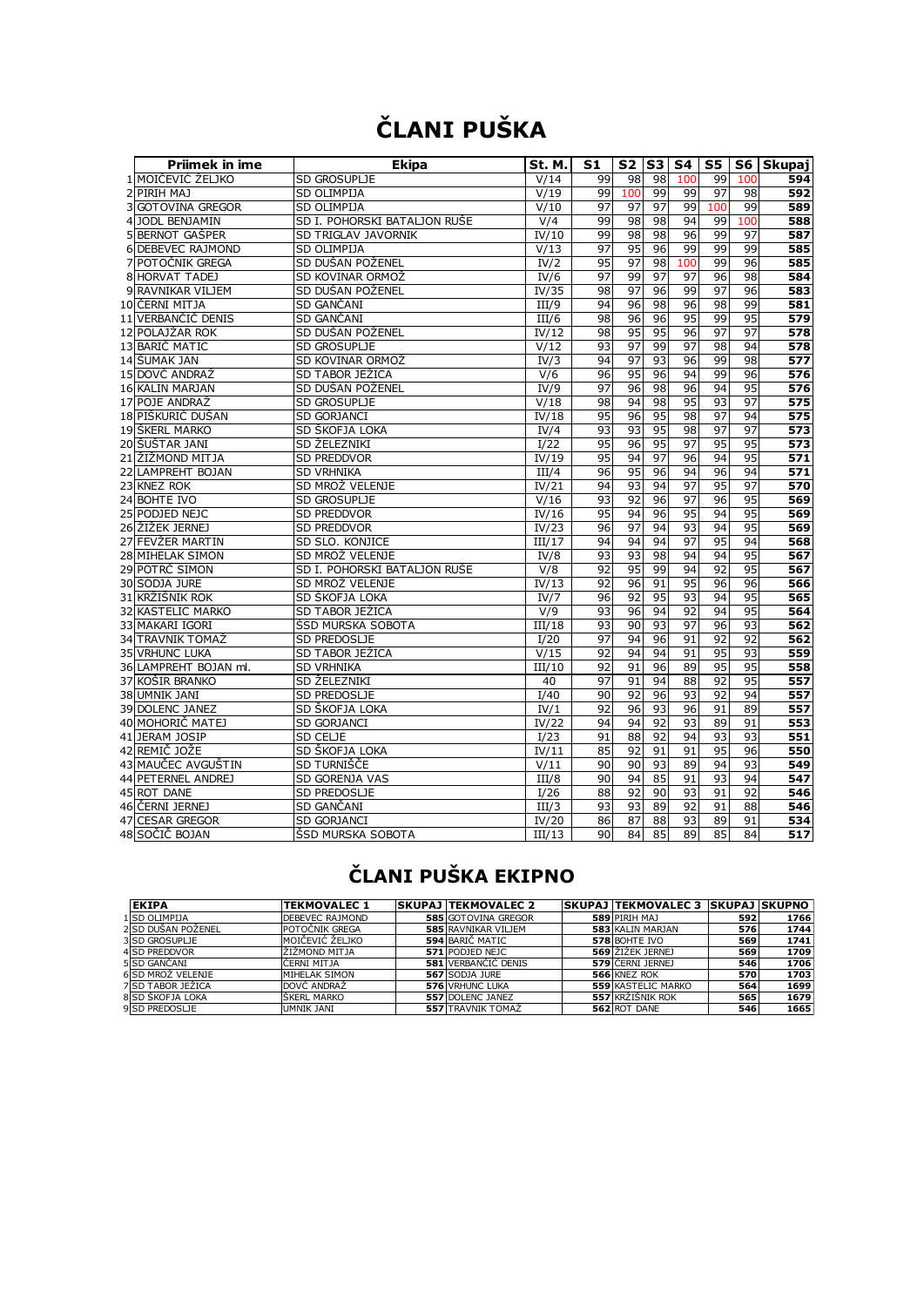# ČLANI PUŠKA

| | Priimek in ime | Ekipa | St. M. | S1 | S2 | S3 | S4 | S5 | S6 | Skupaj |
|---|---|---|---|---|---|---|---|---|---|---|
| 1 | MOIČEVIČ ŽELJKO | SD GROSUPLJE | V/14 | 99 | 98 | 98 | 100 | 99 | 100 | **594** |
| 2 | PIRIH MAJ | SD OLIMPIJA | V/19 | 99 | 100 | 99 | 99 | 97 | 98 | **592** |
| 3 | GOTOVINA GREGOR | SD OLIMPIJA | V/10 | 97 | 97 | 97 | 99 | 100 | 99 | **589** |
| 4 | JODL BENJAMIN | SD I. POHORSKI BATALJON RUŠE | V/4 | 99 | 98 | 98 | 94 | 99 | 100 | **588** |
| 5 | BERNOT GAŠPER | SD TRIGLAV JAVORNIK | IV/10 | 99 | 98 | 98 | 96 | 99 | 97 | **587** |
| 6 | DEBEVEC RAJMOND | SD OLIMPIJA | V/13 | 97 | 95 | 96 | 99 | 99 | 99 | **585** |
| 7 | POTOČNIK GREGA | SD DUŠAN POŽENEL | IV/2 | 95 | 97 | 98 | 100 | 99 | 96 | **585** |
| 8 | HORVAT TADEJ | SD KOVINAR ORMOŽ | IV/6 | 97 | 99 | 97 | 97 | 96 | 98 | **584** |
| 9 | RAVNIKAR VILJEM | SD DUŠAN POŽENEL | IV/35 | 98 | 97 | 96 | 99 | 97 | 96 | **583** |
| 10 | ČERNI MITJA | SD GANČANI | III/9 | 94 | 96 | 98 | 96 | 98 | 99 | **581** |
| 11 | VERBANČIČ DENIS | SD GANČANI | III/6 | 98 | 96 | 96 | 95 | 99 | 95 | **579** |
| 12 | POLAJŽAR ROK | SD DUŠAN POŽENEL | IV/12 | 98 | 95 | 95 | 96 | 97 | 97 | **578** |
| 13 | BARIČ MATIC | SD GROSUPLJE | V/12 | 93 | 97 | 99 | 97 | 98 | 94 | **578** |
| 14 | ŠUMAK JAN | SD KOVINAR ORMOŽ | IV/3 | 94 | 97 | 93 | 96 | 99 | 98 | **577** |
| 15 | DOVČ ANDRAŽ | SD TABOR JEŽICA | V/6 | 96 | 95 | 96 | 94 | 99 | 96 | **576** |
| 16 | KALIN MARJAN | SD DUŠAN POŽENEL | IV/9 | 97 | 96 | 98 | 96 | 94 | 95 | **576** |
| 17 | POJE ANDRAŽ | SD GROSUPLJE | V/18 | 98 | 94 | 98 | 95 | 93 | 97 | **575** |
| 18 | PIŠKURIČ DUŠAN | SD GORJANCI | IV/18 | 95 | 96 | 95 | 98 | 97 | 94 | **575** |
| 19 | ŠKERL MARKO | SD ŠKOFJA LOKA | IV/4 | 93 | 93 | 95 | 98 | 97 | 97 | **573** |
| 20 | ŠUŠTAR JANI | SD ŽELEZNIKI | I/22 | 95 | 96 | 95 | 97 | 95 | 95 | **573** |
| 21 | ŽIŽMOND MITJA | SD PREDDVOR | IV/19 | 95 | 94 | 97 | 96 | 94 | 95 | **571** |
| 22 | LAMPREHT BOJAN | SD VRHNIKA | III/4 | 96 | 95 | 96 | 94 | 96 | 94 | **571** |
| 23 | KNEZ ROK | SD MROŽ VELENJE | IV/21 | 94 | 93 | 94 | 97 | 95 | 97 | **570** |
| 24 | BOHTE IVO | SD GROSUPLJE | V/16 | 93 | 92 | 96 | 97 | 96 | 95 | **569** |
| 25 | PODJED NEJC | SD PREDDVOR | IV/16 | 95 | 94 | 96 | 95 | 94 | 95 | **569** |
| 26 | ŽIŽEK JERNEJ | SD PREDDVOR | IV/23 | 96 | 97 | 94 | 93 | 94 | 95 | **569** |
| 27 | FEVŽER MARTIN | SD SLO. KONJICE | III/17 | 94 | 94 | 94 | 97 | 95 | 94 | **568** |
| 28 | MIHELAK SIMON | SD MROŽ VELENJE | IV/8 | 93 | 93 | 98 | 94 | 94 | 95 | **567** |
| 29 | POTRČ SIMON | SD I. POHORSKI BATALJON RUŠE | V/8 | 92 | 95 | 99 | 94 | 92 | 95 | **567** |
| 30 | SODJA JURE | SD MROŽ VELENJE | IV/13 | 92 | 96 | 91 | 95 | 96 | 96 | **566** |
| 31 | KRŽIŠNIK ROK | SD ŠKOFJA LOKA | IV/7 | 96 | 92 | 95 | 93 | 94 | 95 | **565** |
| 32 | KASTELIC MARKO | SD TABOR JEŽICA | V/9 | 93 | 96 | 94 | 92 | 94 | 95 | **564** |
| 33 | MAKARI IGORI | ŠSD MURSKA SOBOTA | III/18 | 93 | 90 | 93 | 97 | 96 | 93 | **562** |
| 34 | TRAVNIK TOMAŽ | SD PREDOSLJE | I/20 | 97 | 94 | 96 | 91 | 92 | 92 | **562** |
| 35 | VRHUNC LUKA | SD TABOR JEŽICA | V/15 | 92 | 94 | 94 | 91 | 95 | 93 | **559** |
| 36 | LAMPREHT BOJAN ml. | SD VRHNIKA | III/10 | 92 | 91 | 96 | 89 | 95 | 95 | **558** |
| 37 | KOŠIR BRANKO | SD ŽELEZNIKI | 40 | 97 | 91 | 94 | 88 | 92 | 95 | **557** |
| 38 | UMNIK JANI | SD PREDOSLJE | I/40 | 90 | 92 | 96 | 93 | 92 | 94 | **557** |
| 39 | DOLENC JANEZ | SD ŠKOFJA LOKA | IV/1 | 92 | 96 | 93 | 96 | 91 | 89 | **557** |
| 40 | MOHORIČ MATEJ | SD GORJANCI | IV/22 | 94 | 94 | 92 | 93 | 89 | 91 | **553** |
| 41 | JERAM JOSIP | SD CELJE | I/23 | 91 | 88 | 92 | 94 | 93 | 93 | **551** |
| 42 | REMIČ JOŽE | SD ŠKOFJA LOKA | IV/11 | 85 | 92 | 91 | 91 | 95 | 96 | **550** |
| 43 | MAUČEC AVGUŠTIN | SD TURNIŠČE | V/11 | 90 | 90 | 93 | 89 | 94 | 93 | **549** |
| 44 | PETERNEL ANDREJ | SD GORENJA VAS | III/8 | 90 | 94 | 85 | 91 | 93 | 94 | **547** |
| 45 | ROT DANE | SD PREDOSLJE | I/26 | 88 | 92 | 90 | 93 | 91 | 92 | **546** |
| 46 | ČERNI JERNEJ | SD GANČANI | III/3 | 93 | 93 | 89 | 92 | 91 | 88 | **546** |
| 47 | CESAR GREGOR | SD GORJANCI | IV/20 | 86 | 87 | 88 | 93 | 89 | 91 | **534** |
| 48 | SOČIČ BOJAN | ŠSD MURSKA SOBOTA | III/13 | 90 | 84 | 85 | 89 | 85 | 84 | **517** |

# ČLANI PUŠKA EKIPNO

| | EKIPA | TEKMOVALEC 1 | SKUPAJ | TEKMOVALEC 2 | SKUPAJ | TEKMOVALEC 3 | SKUPAJ | SKUPNO |
|---|---|---|---|---|---|---|---|---|
| 1 | SD OLIMPIJA | DEBEVEC RAJMOND | **585** | GOTOVINA GREGOR | **589** | PIRIH MAJ | **592** | **1766** |
| 2 | SD DUŠAN POŽENEL | POTOČNIK GREGA | **585** | RAVNIKAR VILJEM | **583** | KALIN MARJAN | **576** | **1744** |
| 3 | SD GROSUPLJE | MOIČEVIČ ŽELJKO | **594** | BARIČ MATIC | **578** | BOHTE IVO | **569** | **1741** |
| 4 | SD PREDDVOR | ŽIŽMOND MITJA | **571** | PODJED NEJC | **569** | ŽIŽEK JERNEJ | **569** | **1709** |
| 5 | SD GANČANI | ČERNI MITJA | **581** | VERBANČIČ DENIS | **579** | ČERNI JERNEJ | **546** | **1706** |
| 6 | SD MROŽ VELENJE | MIHELAK SIMON | **567** | SODJA JURE | **566** | KNEZ ROK | **570** | **1703** |
| 7 | SD TABOR JEŽICA | DOVČ ANDRAŽ | **576** | VRHUNC LUKA | **559** | KASTELIC MARKO | **564** | **1699** |
| 8 | SD ŠKOFJA LOKA | ŠKERL MARKO | **557** | DOLENC JANEZ | **557** | KRŽIŠNIK ROK | **565** | **1679** |
| 9 | SD PREDOSLJE | UMNIK JANI | **557** | TRAVNIK TOMAŽ | **562** | ROT DANE | **546** | **1665** |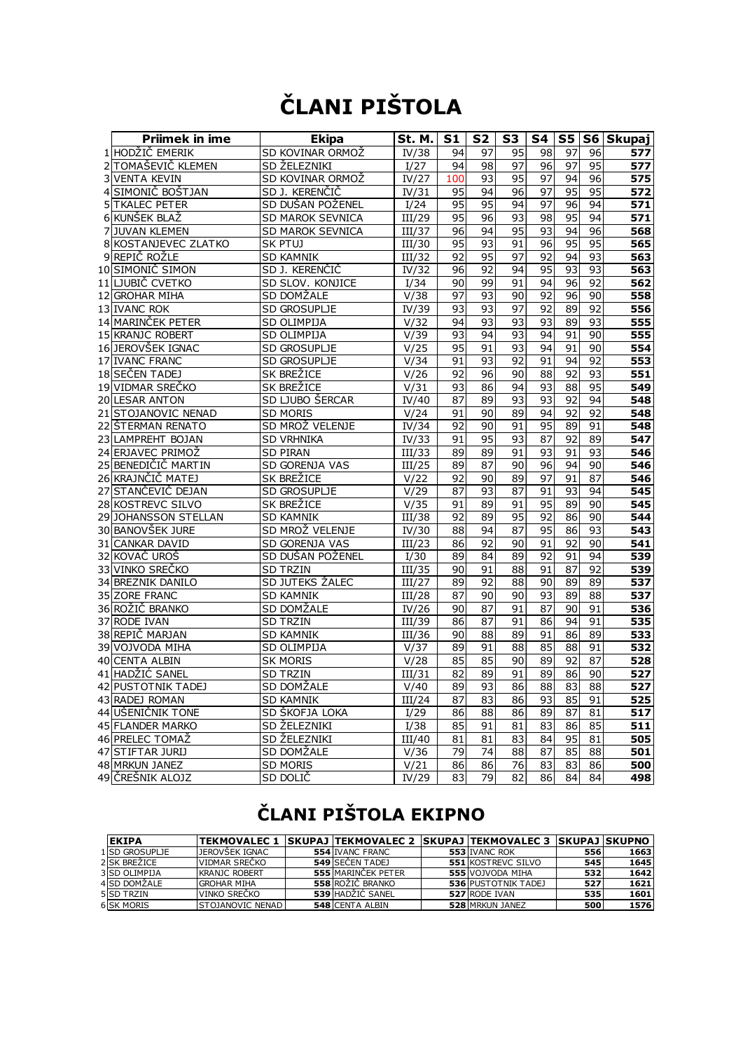# ČLANI PIŠTOLA

| | Priimek in ime | Ekipa | St. M. | S1 | S2 | S3 | S4 | S5 | S6 | Skupaj |
|---|---|---|---|---|---|---|---|---|---|---|
| 1 | HODŽIČ EMERIK | SD KOVINAR ORMOŽ | IV/38 | 94 | 97 | 95 | 98 | 97 | 96 | **577** |
| 2 | TOMAŠEVIČ KLEMEN | SD ŽELEZNIKI | I/27 | 94 | 98 | 97 | 96 | 97 | 95 | **577** |
| 3 | VENTA KEVIN | SD KOVINAR ORMOŽ | IV/27 | 100 | 93 | 95 | 97 | 94 | 96 | **575** |
| 4 | SIMONIČ BOŠTJAN | SD J. KERENČIČ | IV/31 | 95 | 94 | 96 | 97 | 95 | 95 | **572** |
| 5 | TKALEC PETER | SD DUŠAN POŽENEL | I/24 | 95 | 95 | 94 | 97 | 96 | 94 | **571** |
| 6 | KUNŠEK BLAŽ | SD MAROK SEVNICA | III/29 | 95 | 96 | 93 | 98 | 95 | 94 | **571** |
| 7 | JUVAN KLEMEN | SD MAROK SEVNICA | III/37 | 96 | 94 | 95 | 93 | 94 | 96 | **568** |
| 8 | KOSTANJEVEC ZLATKO | SK PTUJ | III/30 | 95 | 93 | 91 | 96 | 95 | 95 | **565** |
| 9 | REPIČ ROŽLE | SD KAMNIK | III/32 | 92 | 95 | 97 | 92 | 94 | 93 | **563** |
| 10 | SIMONIČ SIMON | SD J. KERENČIČ | IV/32 | 96 | 92 | 94 | 95 | 93 | 93 | **563** |
| 11 | LJUBIČ CVETKO | SD SLOV. KONJICE | I/34 | 90 | 99 | 91 | 94 | 96 | 92 | **562** |
| 12 | GROHAR MIHA | SD DOMŽALE | V/38 | 97 | 93 | 90 | 92 | 96 | 90 | **558** |
| 13 | IVANC ROK | SD GROSUPLJE | IV/39 | 93 | 93 | 97 | 92 | 89 | 92 | **556** |
| 14 | MARINČEK PETER | SD OLIMPIJA | V/32 | 94 | 93 | 93 | 93 | 89 | 93 | **555** |
| 15 | KRANJC ROBERT | SD OLIMPIJA | V/39 | 93 | 94 | 93 | 94 | 91 | 90 | **555** |
| 16 | JEROVŠEK IGNAC | SD GROSUPLJE | V/25 | 95 | 91 | 93 | 94 | 91 | 90 | **554** |
| 17 | IVANC FRANC | SD GROSUPLJE | V/34 | 91 | 93 | 92 | 91 | 94 | 92 | **553** |
| 18 | SEČEN TADEJ | SK BREŽICE | V/26 | 92 | 96 | 90 | 88 | 92 | 93 | **551** |
| 19 | VIDMAR SREČKO | SK BREŽICE | V/31 | 93 | 86 | 94 | 93 | 88 | 95 | **549** |
| 20 | LESAR ANTON | SD LJUBO ŠERCAR | IV/40 | 87 | 89 | 93 | 93 | 92 | 94 | **548** |
| 21 | STOJANOVIC NENAD | SD MORIS | V/24 | 91 | 90 | 89 | 94 | 92 | 92 | **548** |
| 22 | ŠTERMAN RENATO | SD MROŽ VELENJE | IV/34 | 92 | 90 | 91 | 95 | 89 | 91 | **548** |
| 23 | LAMPREHT BOJAN | SD VRHNIKA | IV/33 | 91 | 95 | 93 | 87 | 92 | 89 | **547** |
| 24 | ERJAVEC PRIMOŽ | SD PIRAN | III/33 | 89 | 89 | 91 | 93 | 91 | 93 | **546** |
| 25 | BENEDIČIČ MARTIN | SD GORENJA VAS | III/25 | 89 | 87 | 90 | 96 | 94 | 90 | **546** |
| 26 | KRAJNČIČ MATEJ | SK BREŽICE | V/22 | 92 | 90 | 89 | 97 | 91 | 87 | **546** |
| 27 | STANČEVIČ DEJAN | SD GROSUPLJE | V/29 | 87 | 93 | 87 | 91 | 93 | 94 | **545** |
| 28 | KOSTREVC SILVO | SK BREŽICE | V/35 | 91 | 89 | 91 | 95 | 89 | 90 | **545** |
| 29 | JOHANSSON STELLAN | SD KAMNIK | III/38 | 92 | 89 | 95 | 92 | 86 | 90 | **544** |
| 30 | BANOVŠEK JURE | SD MROŽ VELENJE | IV/30 | 88 | 94 | 87 | 95 | 86 | 93 | **543** |
| 31 | CANKAR DAVID | SD GORENJA VAS | III/23 | 86 | 92 | 90 | 91 | 92 | 90 | **541** |
| 32 | KOVAČ UROŠ | SD DUŠAN POŽENEL | I/30 | 89 | 84 | 89 | 92 | 91 | 94 | **539** |
| 33 | VINKO SREČKO | SD TRZIN | III/35 | 90 | 91 | 88 | 91 | 87 | 92 | **539** |
| 34 | BREZNIK DANILO | SD JUTEKS ŽALEC | III/27 | 89 | 92 | 88 | 90 | 89 | 89 | **537** |
| 35 | ZORE FRANC | SD KAMNIK | III/28 | 87 | 90 | 90 | 93 | 89 | 88 | **537** |
| 36 | ROŽIČ BRANKO | SD DOMŽALE | IV/26 | 90 | 87 | 91 | 87 | 90 | 91 | **536** |
| 37 | RODE IVAN | SD TRZIN | III/39 | 86 | 87 | 91 | 86 | 94 | 91 | **535** |
| 38 | REPIČ MARJAN | SD KAMNIK | III/36 | 90 | 88 | 89 | 91 | 86 | 89 | **533** |
| 39 | VOJVODA MIHA | SD OLIMPIJA | V/37 | 89 | 91 | 88 | 85 | 88 | 91 | **532** |
| 40 | CENTA ALBIN | SK MORIS | V/28 | 85 | 85 | 90 | 89 | 92 | 87 | **528** |
| 41 | HADŽIĆ SANEL | SD TRZIN | III/31 | 82 | 89 | 91 | 89 | 86 | 90 | **527** |
| 42 | PUSTOTNIK TADEJ | SD DOMŽALE | V/40 | 89 | 93 | 86 | 88 | 83 | 88 | **527** |
| 43 | RADEJ ROMAN | SD KAMNIK | III/24 | 87 | 83 | 86 | 93 | 85 | 91 | **525** |
| 44 | UŠENIČNIK TONE | SD ŠKOFJA LOKA | I/29 | 86 | 88 | 86 | 89 | 87 | 81 | **517** |
| 45 | FLANDER MARKO | SD ŽELEZNIKI | I/38 | 85 | 91 | 81 | 83 | 86 | 85 | **511** |
| 46 | PRELEC TOMAŽ | SD ŽELEZNIKI | III/40 | 81 | 81 | 83 | 84 | 95 | 81 | **505** |
| 47 | STIFTAR JURIJ | SD DOMŽALE | V/36 | 79 | 74 | 88 | 87 | 85 | 88 | **501** |
| 48 | MRKUN JANEZ | SD MORIS | V/21 | 86 | 86 | 76 | 83 | 83 | 86 | **500** |
| 49 | ČREŠNIK ALOJZ | SD DOLIČ | IV/29 | 83 | 79 | 82 | 86 | 84 | 84 | **498** |

# ČLANI PIŠTOLA EKIPNO

| | EKIPA | TEKMOVALEC 1 | SKUPAJ | TEKMOVALEC 2 | SKUPAJ | TEKMOVALEC 3 | SKUPAJ | SKUPNO |
|---|---|---|---|---|---|---|---|---|
| 1 | SD GROSUPLJE | JEROVŠEK IGNAC | **554** | IVANC FRANC | **553** | IVANC ROK | **556** | **1663** |
| 2 | SK BREŽICE | VIDMAR SREČKO | **549** | SEČEN TADEJ | **551** | KOSTREVC SILVO | **545** | **1645** |
| 3 | SD OLIMPIJA | KRANJC ROBERT | **555** | MARINČEK PETER | **555** | VOJVODA MIHA | **532** | **1642** |
| 4 | SD DOMŽALE | GROHAR MIHA | **558** | ROŽIČ BRANKO | **536** | PUSTOTNIK TADEJ | **527** | **1621** |
| 5 | SD TRZIN | VINKO SREČKO | **539** | HADŽIĆ SANEL | **527** | RODE IVAN | **535** | **1601** |
| 6 | SK MORIS | STOJANOVIC NENAD | **548** | CENTA ALBIN | **528** | MRKUN JANEZ | **500** | **1576** |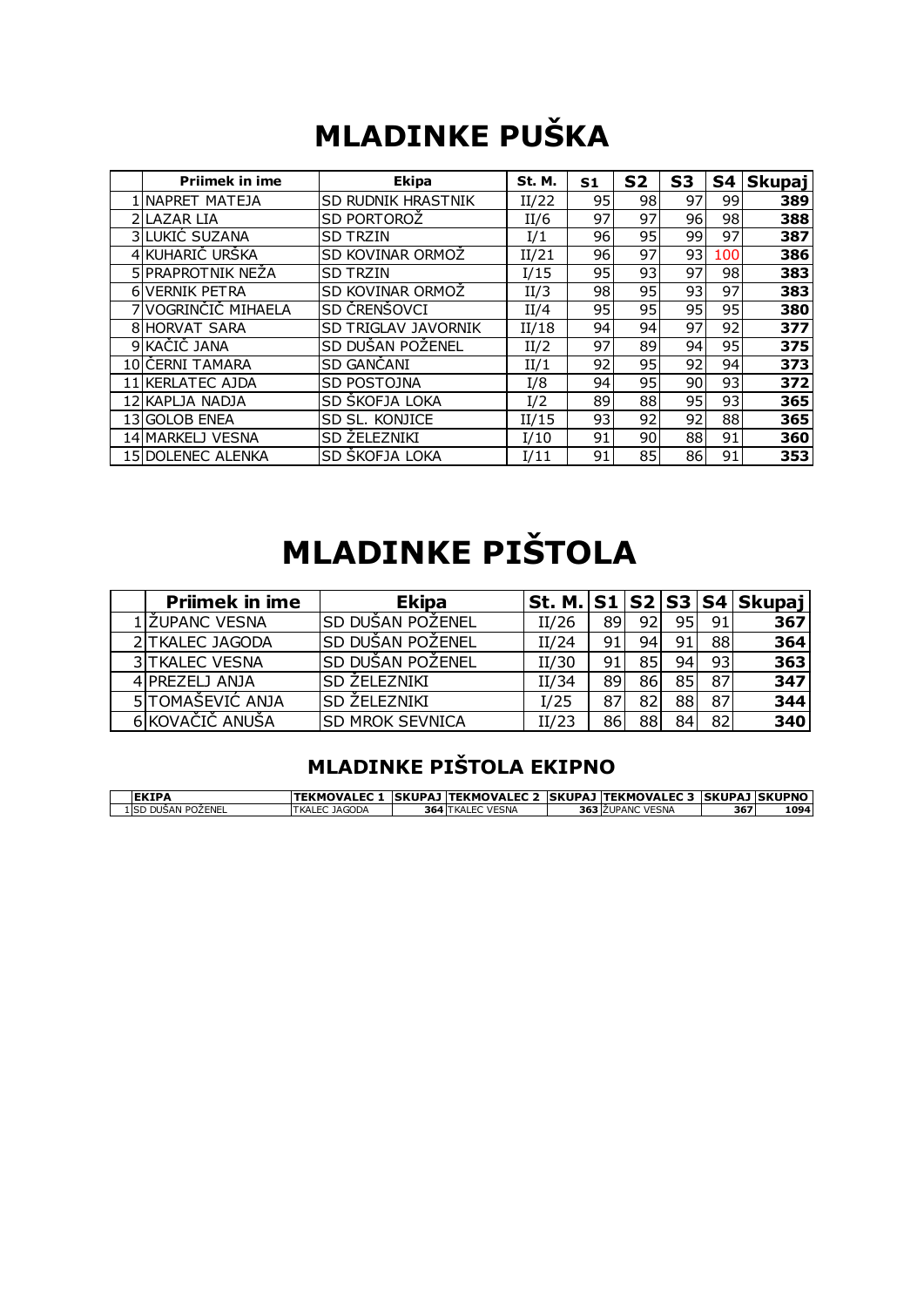# MLADINKE PUŠKA

| | Priimek in ime | Ekipa | St. M. | S1 | S2 | S3 | S4 | Skupaj |
|---|---|---|---|---|---|---|---|---|
| 1 | NAPRET MATEJA | SD RUDNIK HRASTNIK | II/22 | 95 | 98 | 97 | 99 | **389** |
| 2 | LAZAR LIA | SD PORTOROŽ | II/6 | 97 | 97 | 96 | 98 | **388** |
| 3 | LUKIĆ SUZANA | SD TRZIN | I/1 | 96 | 95 | 99 | 97 | **387** |
| 4 | KUHARIČ URŠKA | SD KOVINAR ORMOŽ | II/21 | 96 | 97 | 93 | 100 | **386** |
| 5 | PRAPROTNIK NEŽA | SD TRZIN | I/15 | 95 | 93 | 97 | 98 | **383** |
| 6 | VERNIK PETRA | SD KOVINAR ORMOŽ | II/3 | 98 | 95 | 93 | 97 | **383** |
| 7 | VOGRINČIČ MIHAELA | SD ČRENŠOVCI | II/4 | 95 | 95 | 95 | 95 | **380** |
| 8 | HORVAT SARA | SD TRIGLAV JAVORNIK | II/18 | 94 | 94 | 97 | 92 | **377** |
| 9 | KAČIČ JANA | SD DUŠAN POŽENEL | II/2 | 97 | 89 | 94 | 95 | **375** |
| 10 | ČERNI TAMARA | SD GANČANI | II/1 | 92 | 95 | 92 | 94 | **373** |
| 11 | KERLATEC AJDA | SD POSTOJNA | I/8 | 94 | 95 | 90 | 93 | **372** |
| 12 | KAPLJA NADJA | SD ŠKOFJA LOKA | I/2 | 89 | 88 | 95 | 93 | **365** |
| 13 | GOLOB ENEA | SD SL. KONJICE | II/15 | 93 | 92 | 92 | 88 | **365** |
| 14 | MARKELJ VESNA | SD ŽELEZNIKI | I/10 | 91 | 90 | 88 | 91 | **360** |
| 15 | DOLENEC ALENKA | SD ŠKOFJA LOKA | I/11 | 91 | 85 | 86 | 91 | **353** |

# MLADINKE PIŠTOLA

| | Priimek in ime | Ekipa | St. M. | S1 | S2 | S3 | S4 | Skupaj |
|---|---|---|---|---|---|---|---|---|
| 1 | ŽUPANC VESNA | SD DUŠAN POŽENEL | II/26 | 89 | 92 | 95 | 91 | **367** |
| 2 | TKALEC JAGODA | SD DUŠAN POŽENEL | II/24 | 91 | 94 | 91 | 88 | **364** |
| 3 | TKALEC VESNA | SD DUŠAN POŽENEL | II/30 | 91 | 85 | 94 | 93 | **363** |
| 4 | PREZELJ ANJA | SD ŽELEZNIKI | II/34 | 89 | 86 | 85 | 87 | **347** |
| 5 | TOMAŠEVIĆ ANJA | SD ŽELEZNIKI | I/25 | 87 | 82 | 88 | 87 | **344** |
| 6 | KOVAČIČ ANUŠA | SD MROK SEVNICA | II/23 | 86 | 88 | 84 | 82 | **340** |

## MLADINKE PIŠTOLA EKIPNO

| | EKIPA | TEKMOVALEC 1 | SKUPAJ | TEKMOVALEC 2 | SKUPAJ | TEKMOVALEC 3 | SKUPAJ | SKUPNO |
|---|---|---|---|---|---|---|---|---|
| 1 | SD DUŠAN POŽENEL | TKALEC JAGODA | **364** | TKALEC VESNA | **363** | ŽUPANC VESNA | **367** | **1094** |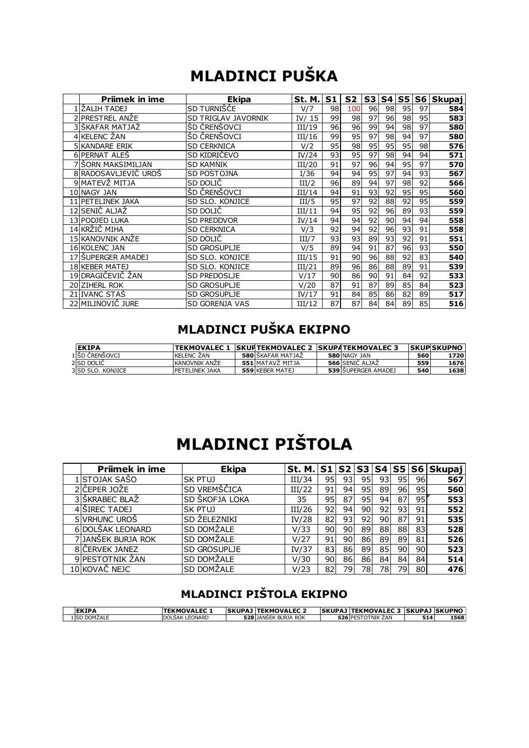# MLADINCI PUŠKA

| | Priimek in ime | Ekipa | St. M. | S1 | S2 | S3 | S4 | S5 | S6 | Skupaj |
|---|---|---|---|---|---|---|---|---|---|---|
| 1 | ŽALIH TADEJ | SD TURNIŠČE | V/7 | 98 | 100 | 96 | 98 | 95 | 97 | **584** |
| 2 | PRESTREL ANŽE | SD TRIGLAV JAVORNIK | IV/ 15 | 99 | 98 | 97 | 96 | 98 | 95 | **583** |
| 3 | ŠKAFAR MATJAŽ | ŠD ČRENŠOVCI | III/19 | 96 | 96 | 99 | 94 | 98 | 97 | **580** |
| 4 | KELENC ŽAN | ŠD ČRENŠOVCI | III/16 | 99 | 95 | 97 | 98 | 94 | 97 | **580** |
| 5 | KANDARE ERIK | SD CERKNICA | V/2 | 95 | 98 | 95 | 95 | 95 | 98 | **576** |
| 6 | PERNAT ALEŠ | SD KIDRIČEVO | IV/24 | 93 | 95 | 97 | 98 | 94 | 94 | **571** |
| 7 | ŠORN MAKSIMILJAN | SD KAMNIK | III/20 | 91 | 97 | 96 | 94 | 95 | 97 | **570** |
| 8 | RADOSAVLJEVIĆ UROŠ | SD POSTOJNA | I/36 | 94 | 94 | 95 | 97 | 94 | 93 | **567** |
| 9 | MATEVŽ MITJA | SD DOLIČ | III/2 | 96 | 89 | 94 | 97 | 98 | 92 | **566** |
| 10 | NAGY JAN | ŠD ČRENŠOVCI | III/14 | 94 | 91 | 93 | 92 | 95 | 95 | **560** |
| 11 | PETELINEK JAKA | SD SLO. KONJICE | III/5 | 95 | 97 | 92 | 88 | 92 | 95 | **559** |
| 12 | SENIČ ALJAŽ | SD DOLIČ | III/11 | 94 | 95 | 92 | 96 | 89 | 93 | **559** |
| 13 | PODJED LUKA | SD PREDDVOR | IV/14 | 94 | 94 | 92 | 90 | 94 | 94 | **558** |
| 14 | KRŽIČ MIHA | SD CERKNICA | V/3 | 92 | 94 | 92 | 96 | 93 | 91 | **558** |
| 15 | KANOVNIK ANŽE | SD DOLIČ | III/7 | 93 | 93 | 89 | 93 | 92 | 91 | **551** |
| 16 | KOLENC JAN | SD GROSUPLJE | V/5 | 89 | 94 | 91 | 87 | 96 | 93 | **550** |
| 17 | ŠUPERGER AMADEJ | SD SLO. KONJICE | III/15 | 91 | 90 | 96 | 88 | 92 | 83 | **540** |
| 18 | KEBER MATEJ | SD SLO. KONJICE | III/21 | 89 | 96 | 86 | 88 | 89 | 91 | **539** |
| 19 | DRAGIČEVIĆ ŽAN | SD PREDOSLJE | V/17 | 90 | 86 | 90 | 91 | 84 | 92 | **533** |
| 20 | ZIHERL ROK | SD GROSUPLJE | V/20 | 87 | 91 | 87 | 89 | 85 | 84 | **523** |
| 21 | IVANC STAŠ | SD GROSUPLJE | IV/17 | 91 | 84 | 85 | 86 | 82 | 89 | **517** |
| 22 | MILINOVIČ JURE | SD GORENJA VAS | III/12 | 87 | 87 | 84 | 84 | 89 | 85 | **516** |

## MLADINCI PUŠKA EKIPNO

| | EKIPA | TEKMOVALEC 1 | SKUP | TEKMOVALEC 2 | SKUPA | TEKMOVALEC 3 | SKUP | SKUPNO |
|---|---|---|---|---|---|---|---|---|
| 1 | ŠD ČRENŠOVCI | KELENC ŽAN | 580 | ŠKAFAR MATJAŽ | 580 | NAGY JAN | 560 | 1720 |
| 2 | SD DOLIČ | KANOVNIK ANŽE | 551 | MATAVŽ MITJA | 566 | SENIČ ALJAŽ | 559 | 1676 |
| 3 | SD SLO. KONJICE | PETELINEK JAKA | 559 | KEBER MATEJ | 539 | ŠUPERGER AMADEJ | 540 | 1638 |

# MLADINCI PIŠTOLA

| | Priimek in ime | Ekipa | St. M. | S1 | S2 | S3 | S4 | S5 | S6 | Skupaj |
|---|---|---|---|---|---|---|---|---|---|---|
| 1 | STOJAK SAŠO | SK PTUJ | III/34 | 95 | 93 | 95 | 93 | 95 | 96 | **567** |
| 2 | ČEPER JOŽE | SD VREMŠČICA | III/22 | 91 | 94 | 95 | 89 | 96 | 95 | **560** |
| 3 | ŠKRABEC BLAŽ | SD ŠKOFJA LOKA | 35 | 95 | 87 | 95 | 94 | 87 | 95 | **553** |
| 4 | ŠIREC TADEJ | SK PTUJ | III/26 | 92 | 94 | 90 | 92 | 93 | 91 | **552** |
| 5 | VRHUNC UROŠ | SD ŽELEZNIKI | IV/28 | 82 | 93 | 92 | 90 | 87 | 91 | **535** |
| 6 | DOLŠAK LEONARD | SD DOMŽALE | V/33 | 90 | 90 | 89 | 88 | 88 | 83 | **528** |
| 7 | JANŠEK BURJA ROK | SD DOMŽALE | V/27 | 91 | 90 | 86 | 89 | 89 | 81 | **526** |
| 8 | ČERVEK JANEZ | SD GROSUPLJE | IV/37 | 83 | 86 | 89 | 85 | 90 | 90 | **523** |
| 9 | PESTOTNIK ŽAN | SD DOMŽALE | V/30 | 90 | 86 | 86 | 84 | 84 | 84 | **514** |
| 10 | KOVAČ NEJC | SD DOMŽALE | V/23 | 82 | 79 | 78 | 78 | 79 | 80 | **476** |

## MLADINCI PIŠTOLA EKIPNO

| | EKIPA | TEKMOVALEC 1 | SKUPAJ | TEKMOVALEC 2 | SKUPAJ | TEKMOVALEC 3 | SKUPAJ | SKUPNO |
|---|---|---|---|---|---|---|---|---|
| 1 | SD DOMŽALE | DOLŠAK LEONARD | 528 | JANŠEK BURJA ROK | 526 | PESTOTNIK ŽAN | 514 | 1568 |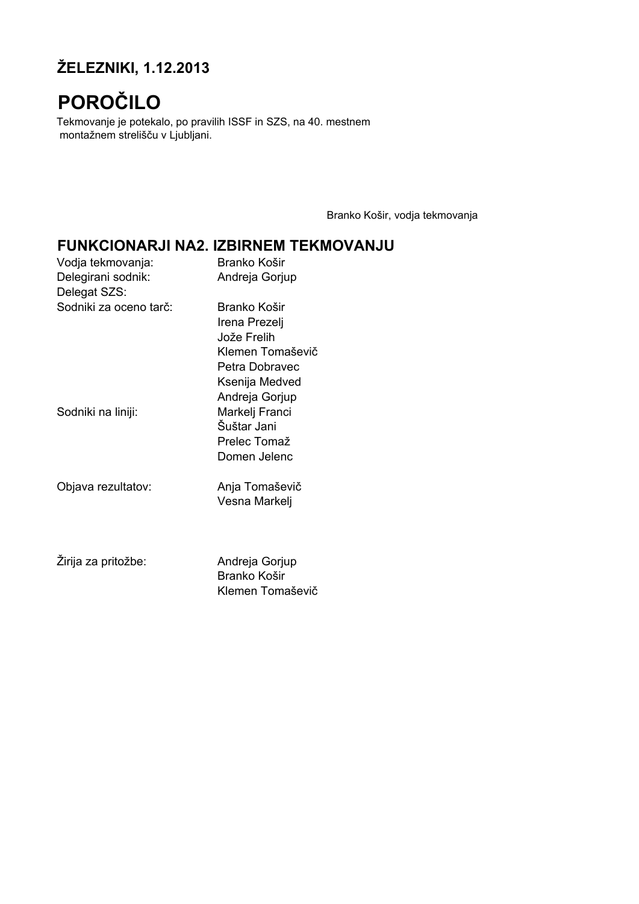## ŽELEZNIKI, 1.12.2013

# POROČILO

Tekmovanje je potekalo, po pravilih ISSF in SZS, na 40. mestnem montažnem strelišču v Ljubljani.

Branko Košir, vodja tekmovanja

## FUNKCIONARJI NA2. IZBIRNEM TEKMOVANJU

| | |
|---|---|
| Vodja tekmovanja: | Branko Košir |
| Delegirani sodnik: | Andreja Gorjup |
| Delegat SZS: | |
| Sodniki za oceno tarč: | Branko Košir |
| | Irena Prezelj |
| | Jože Frelih |
| | Klemen Tomaševič |
| | Petra Dobravec |
| | Ksenija Medved |
| | Andreja Gorjup |
| Sodniki na liniji: | Markelj Franci |
| | Šuštar Jani |
| | Prelec Tomaž |
| | Domen Jelenc |
| Objava rezultatov: | Anja Tomaševič |
| | Vesna Markelj |
| Žirija za pritožbe: | Andreja Gorjup |
| | Branko Košir |
| | Klemen Tomaševič |